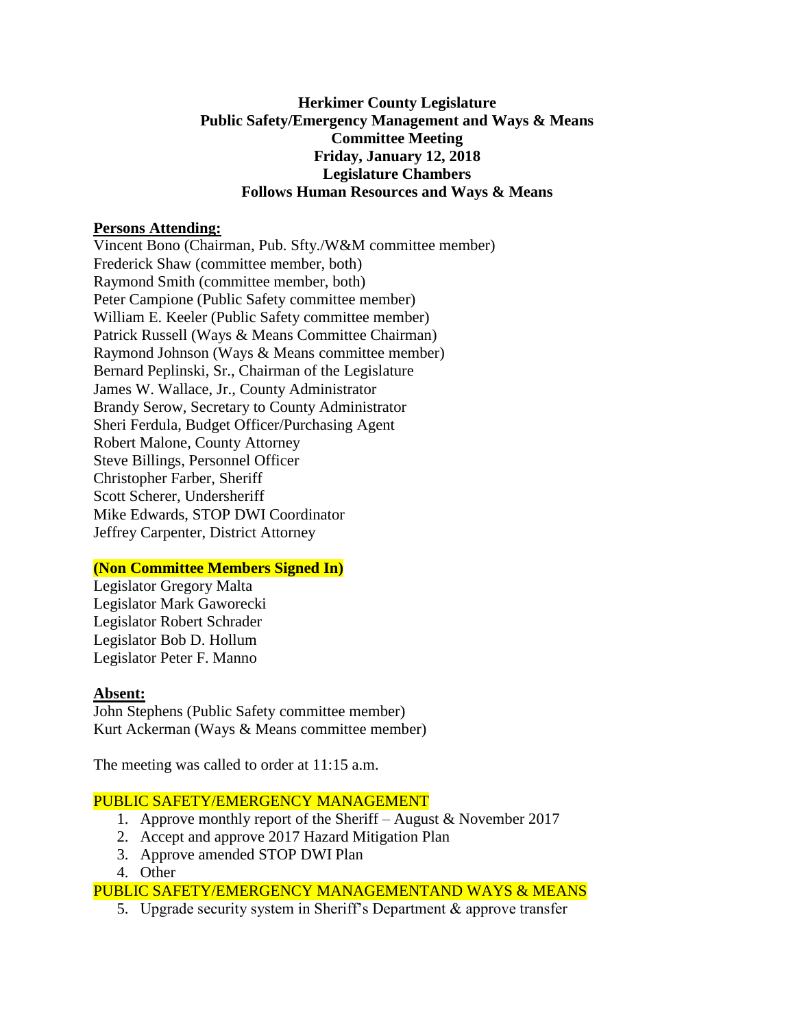**Herkimer County Legislature**
**Public Safety/Emergency Management and Ways & Means**
**Committee Meeting**
**Friday, January 12, 2018**
**Legislature Chambers**
**Follows Human Resources and Ways & Means**

**Persons Attending:**

Vincent Bono (Chairman, Pub. Sfty./W&M committee member)
Frederick Shaw (committee member, both)
Raymond Smith (committee member, both)
Peter Campione (Public Safety committee member)
William E. Keeler (Public Safety committee member)
Patrick Russell (Ways & Means Committee Chairman)
Raymond Johnson (Ways & Means committee member)
Bernard Peplinski, Sr., Chairman of the Legislature
James W. Wallace, Jr., County Administrator
Brandy Serow, Secretary to County Administrator
Sheri Ferdula, Budget Officer/Purchasing Agent
Robert Malone, County Attorney
Steve Billings, Personnel Officer
Christopher Farber, Sheriff
Scott Scherer, Undersheriff
Mike Edwards, STOP DWI Coordinator
Jeffrey Carpenter, District Attorney

**(Non Committee Members Signed In)**

Legislator Gregory Malta
Legislator Mark Gaworecki
Legislator Robert Schrader
Legislator Bob D. Hollum
Legislator Peter F. Manno

**Absent:**

John Stephens (Public Safety committee member)
Kurt Ackerman (Ways & Means committee member)

The meeting was called to order at 11:15 a.m.

PUBLIC SAFETY/EMERGENCY MANAGEMENT

1. Approve monthly report of the Sheriff – August & November 2017
2. Accept and approve 2017 Hazard Mitigation Plan
3. Approve amended STOP DWI Plan
4. Other

PUBLIC SAFETY/EMERGENCY MANAGEMENTAND WAYS & MEANS

5. Upgrade security system in Sheriff's Department & approve transfer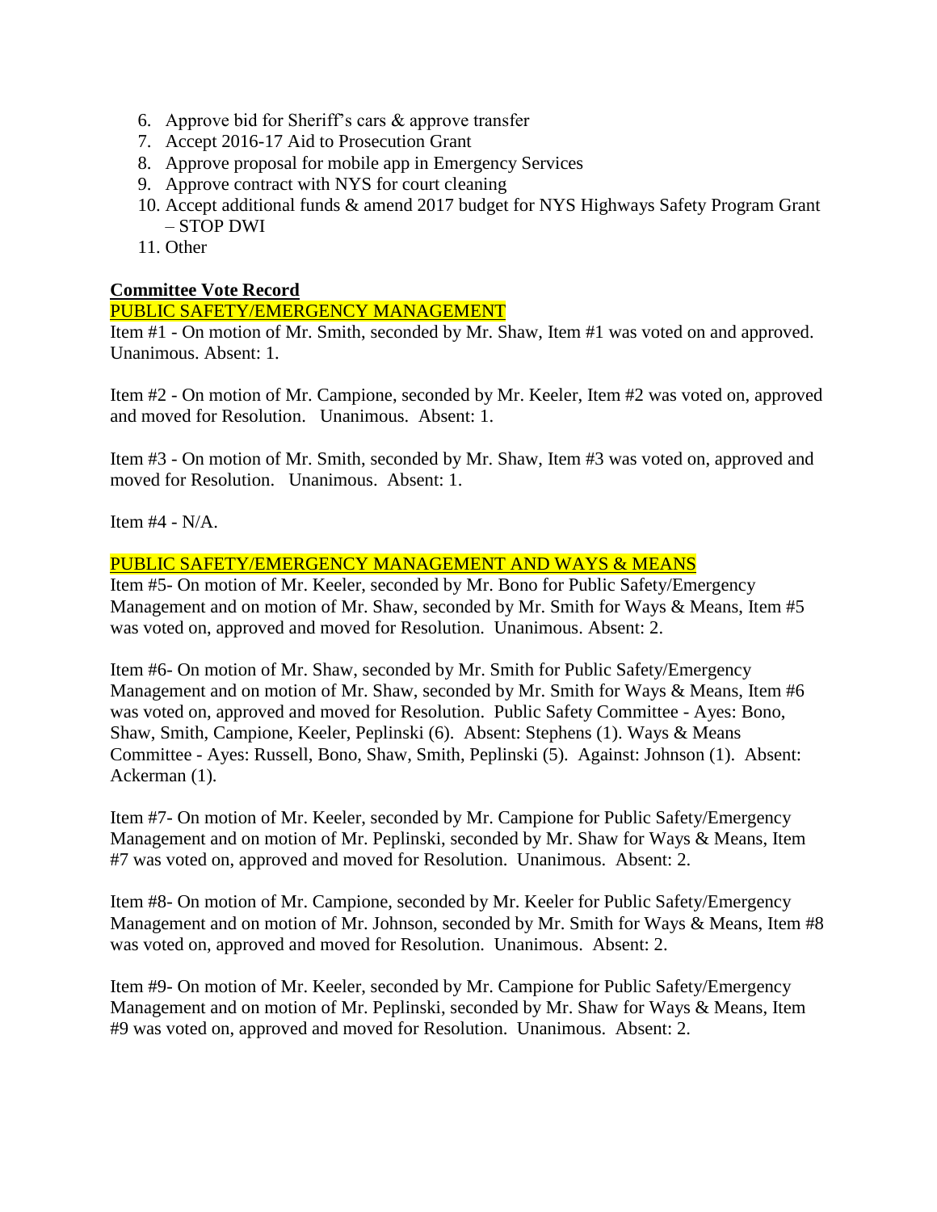6. Approve bid for Sheriff's cars & approve transfer
7. Accept 2016-17 Aid to Prosecution Grant
8. Approve proposal for mobile app in Emergency Services
9. Approve contract with NYS for court cleaning
10. Accept additional funds & amend 2017 budget for NYS Highways Safety Program Grant – STOP DWI
11. Other

**Committee Vote Record**

PUBLIC SAFETY/EMERGENCY MANAGEMENT

Item #1 - On motion of Mr. Smith, seconded by Mr. Shaw, Item #1 was voted on and approved. Unanimous. Absent: 1.

Item #2 - On motion of Mr. Campione, seconded by Mr. Keeler, Item #2 was voted on, approved and moved for Resolution. Unanimous. Absent: 1.

Item #3 - On motion of Mr. Smith, seconded by Mr. Shaw, Item #3 was voted on, approved and moved for Resolution. Unanimous. Absent: 1.

Item #4 - N/A.

PUBLIC SAFETY/EMERGENCY MANAGEMENT AND WAYS & MEANS

Item #5- On motion of Mr. Keeler, seconded by Mr. Bono for Public Safety/Emergency Management and on motion of Mr. Shaw, seconded by Mr. Smith for Ways & Means, Item #5 was voted on, approved and moved for Resolution. Unanimous. Absent: 2.

Item #6- On motion of Mr. Shaw, seconded by Mr. Smith for Public Safety/Emergency Management and on motion of Mr. Shaw, seconded by Mr. Smith for Ways & Means, Item #6 was voted on, approved and moved for Resolution. Public Safety Committee - Ayes: Bono, Shaw, Smith, Campione, Keeler, Peplinski (6). Absent: Stephens (1). Ways & Means Committee - Ayes: Russell, Bono, Shaw, Smith, Peplinski (5). Against: Johnson (1). Absent: Ackerman (1).

Item #7- On motion of Mr. Keeler, seconded by Mr. Campione for Public Safety/Emergency Management and on motion of Mr. Peplinski, seconded by Mr. Shaw for Ways & Means, Item #7 was voted on, approved and moved for Resolution. Unanimous. Absent: 2.

Item #8- On motion of Mr. Campione, seconded by Mr. Keeler for Public Safety/Emergency Management and on motion of Mr. Johnson, seconded by Mr. Smith for Ways & Means, Item #8 was voted on, approved and moved for Resolution. Unanimous. Absent: 2.

Item #9- On motion of Mr. Keeler, seconded by Mr. Campione for Public Safety/Emergency Management and on motion of Mr. Peplinski, seconded by Mr. Shaw for Ways & Means, Item #9 was voted on, approved and moved for Resolution. Unanimous. Absent: 2.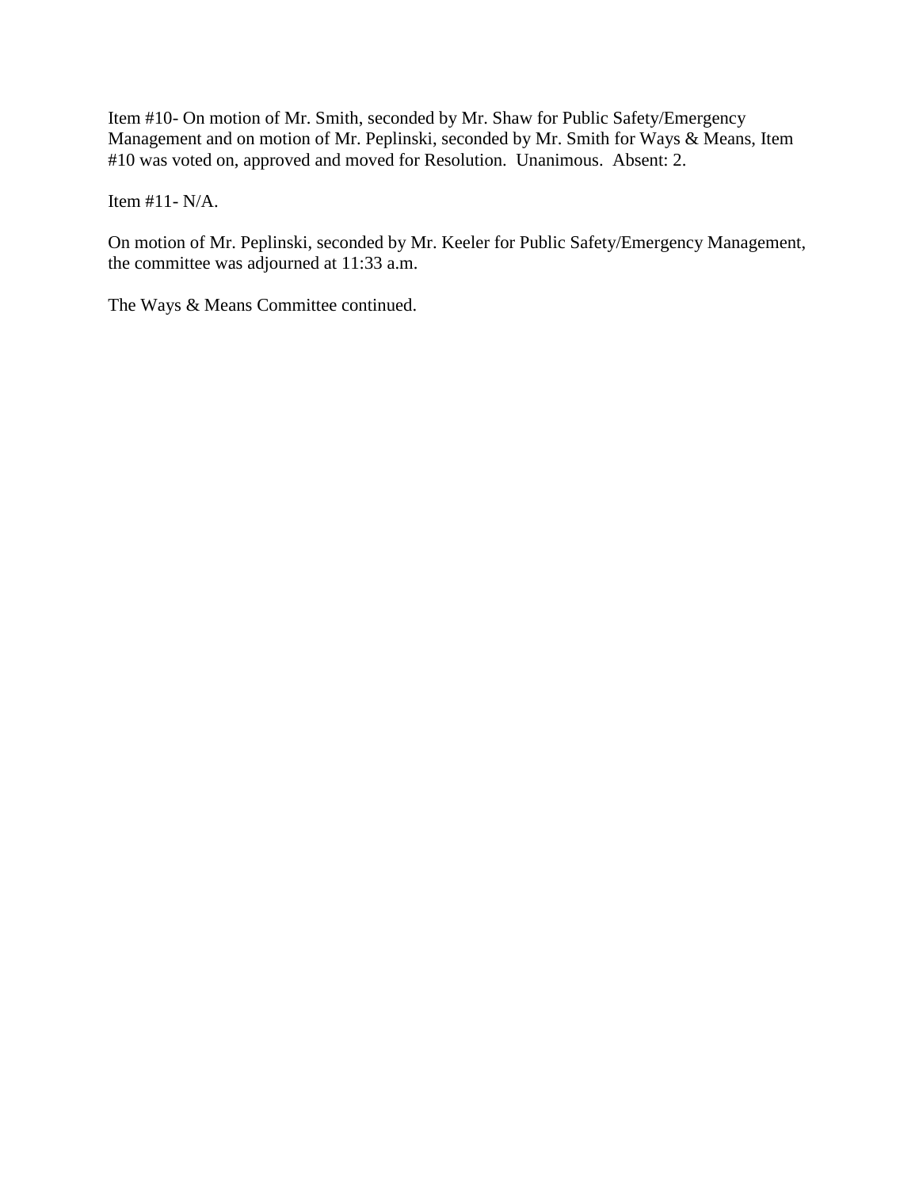Item #10- On motion of Mr. Smith, seconded by Mr. Shaw for Public Safety/Emergency Management and on motion of Mr. Peplinski, seconded by Mr. Smith for Ways & Means, Item #10 was voted on, approved and moved for Resolution. Unanimous. Absent: 2.

Item #11- N/A.

On motion of Mr. Peplinski, seconded by Mr. Keeler for Public Safety/Emergency Management, the committee was adjourned at 11:33 a.m.

The Ways & Means Committee continued.